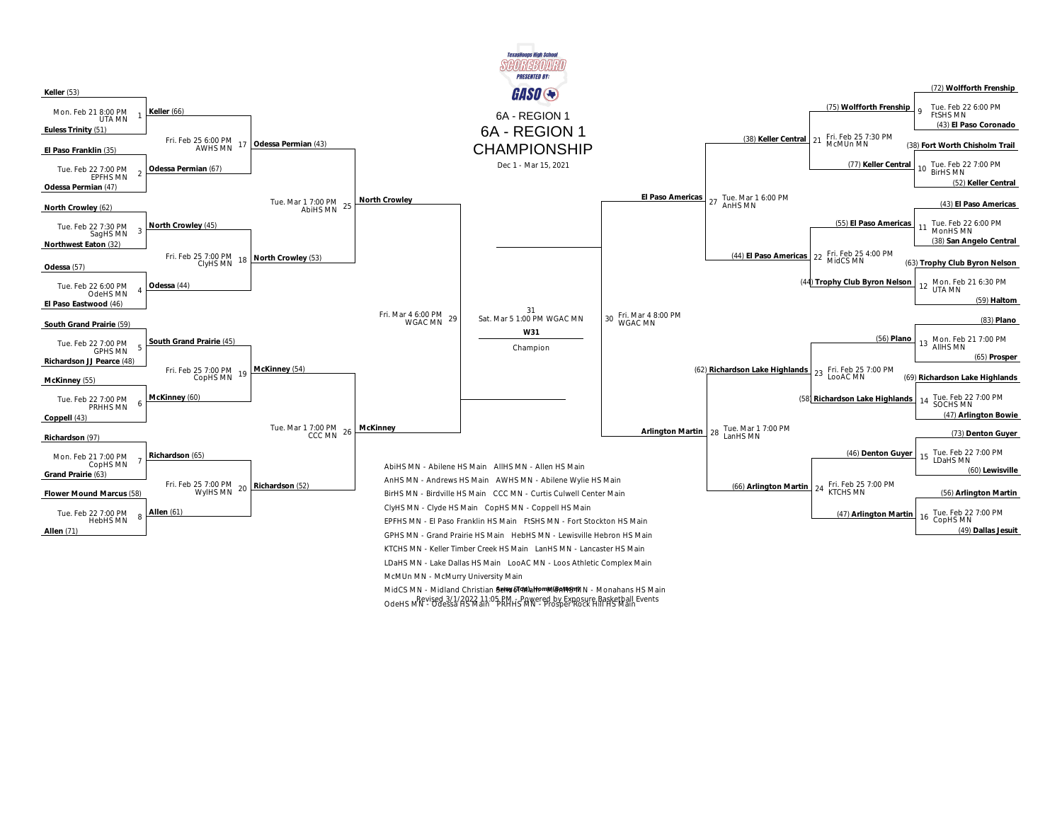TexasHoops High School SCOREBOARD PRESENTED BY: GASO

# 6A - REGION 1

## 6A - REGION 1 CHAMPIONSHIP

Dec 1 - Mar 15, 2021

### Left Bracket

**Game 1** — Mon. Feb 21 8:00 PM, UTA MN
- Keller (53)
- Euless Trinity (51)
- Winner: Keller (66)

**Game 2** — Tue. Feb 22 7:00 PM, EPFHS MN
- El Paso Franklin (35)
- Odessa Permian (47)
- Winner: Odessa Permian (67)

**Game 17** — Fri. Feb 25 6:00 PM, AWHS MN
- Winner: Odessa Permian (43)

**Game 3** — Tue. Feb 22 7:30 PM, SagHS MN
- North Crowley (62)
- Northwest Eaton (32)
- Winner: North Crowley (45)

**Game 4** — Tue. Feb 22 6:00 PM, OdeHS MN
- Odessa (57)
- El Paso Eastwood (46)
- Winner: Odessa (44)

**Game 18** — Fri. Feb 25 7:00 PM, ClyHS MN
- Winner: North Crowley (53)

**Game 25** — Tue. Mar 1 7:00 PM, AbiHS MN
- Winner: North Crowley

**Game 5** — Tue. Feb 22 7:00 PM, GPHS MN
- South Grand Prairie (59)
- Richardson JJ Pearce (48)
- Winner: South Grand Prairie (45)

**Game 6** — Tue. Feb 22 7:00 PM, PRHHS MN
- McKinney (55)
- Coppell (43)
- Winner: McKinney (60)

**Game 19** — Fri. Feb 25 7:00 PM, CopHS MN
- Winner: McKinney (54)

**Game 7** — Mon. Feb 21 7:00 PM, CopHS MN
- Richardson (97)
- Grand Prairie (63)
- Winner: Richardson (65)

**Game 8** — Tue. Feb 22 7:00 PM, HebHS MN
- Flower Mound Marcus (58)
- Allen (71)
- Winner: Allen (61)

**Game 20** — Fri. Feb 25 7:00 PM, WylHS MN
- Winner: Richardson (52)

**Game 26** — Tue. Mar 1 7:00 PM, CCC MN
- Winner: McKinney

**Game 29** — Fri. Mar 4 6:00 PM, WGAC MN

### Championship

**Game 31** — Sat. Mar 5 1:00 PM WGAC MN

W31

Champion

### Right Bracket

**Game 9** — Tue. Feb 22 6:00 PM, FtSHS MN
- (72) Wolfforth Frenship
- (43) El Paso Coronado
- Winner: (75) Wolfforth Frenship

**Game 10** — Tue. Feb 22 7:00 PM, BirHS MN
- (38) Fort Worth Chisholm Trail
- (52) Keller Central
- Winner: (77) Keller Central

**Game 21** — Fri. Feb 25 7:30 PM, McMUn MN
- Winner: (38) Keller Central

**Game 11** — Tue. Feb 22 6:00 PM, MonHS MN
- (43) El Paso Americas
- (38) San Angelo Central
- Winner: (55) El Paso Americas

**Game 12** — Mon. Feb 21 6:30 PM, UTA MN
- (63) Trophy Club Byron Nelson
- (59) Haltom
- Winner: (44) Trophy Club Byron Nelson

**Game 22** — Fri. Feb 25 4:00 PM, MidCS MN
- Winner: (44) El Paso Americas

**Game 27** — Tue. Mar 1 6:00 PM, AnHS MN
- Winner: El Paso Americas

**Game 13** — Mon. Feb 21 7:00 PM, AllHS MN
- (83) Plano
- (65) Prosper
- Winner: (56) Plano

**Game 14** — Tue. Feb 22 7:00 PM, SOCHS MN
- (69) Richardson Lake Highlands
- (47) Arlington Bowie
- Winner: (58) Richardson Lake Highlands

**Game 23** — Fri. Feb 25 7:00 PM, LooAC MN
- Winner: (62) Richardson Lake Highlands

**Game 15** — Tue. Feb 22 7:00 PM, LDaHS MN
- (73) Denton Guyer
- (60) Lewisville
- Winner: (46) Denton Guyer

**Game 16** — Tue. Feb 22 7:00 PM, CopHS MN
- (56) Arlington Martin
- (49) Dallas Jesuit
- Winner: (47) Arlington Martin

**Game 24** — Fri. Feb 25 7:00 PM, KTCHS MN
- Winner: (66) Arlington Martin

**Game 28** — Tue. Mar 1 7:00 PM, LanHS MN
- Winner: Arlington Martin

**Game 30** — Fri. Mar 4 8:00 PM, WGAC MN

### Locations

AbiHS MN - Abilene HS Main  AllHS MN - Allen HS Main
AnHS MN - Andrews HS Main  AWHS MN - Abilene Wylie HS Main
BirHS MN - Birdville HS Main  CCC MN - Curtis Culwell Center Main
ClyHS MN - Clyde HS Main  CopHS MN - Coppell HS Main
EPFHS MN - El Paso Franklin HS Main  FtSHS MN - Fort Stockton HS Main
GPHS MN - Grand Prairie HS Main  HebHS MN - Lewisville Hebron HS Main
KTCHS MN - Keller Timber Creek HS Main  LanHS MN - Lancaster HS Main
LDaHS MN - Lake Dallas HS Main  LooAC MN - Loos Athletic Complex Main
McMUn MN - McMurry University Main
MidCS MN - Midland Christian School Main  MonHS MN - Monahans HS Main
OdeHS MN - Odessa HS Main  PRHHS MN - Prosper Rock Hill HS Main

Away (Top), Home (Bottom)

Revised 3/1/2022 11:05 PM - Powered by Exposure Basketball Events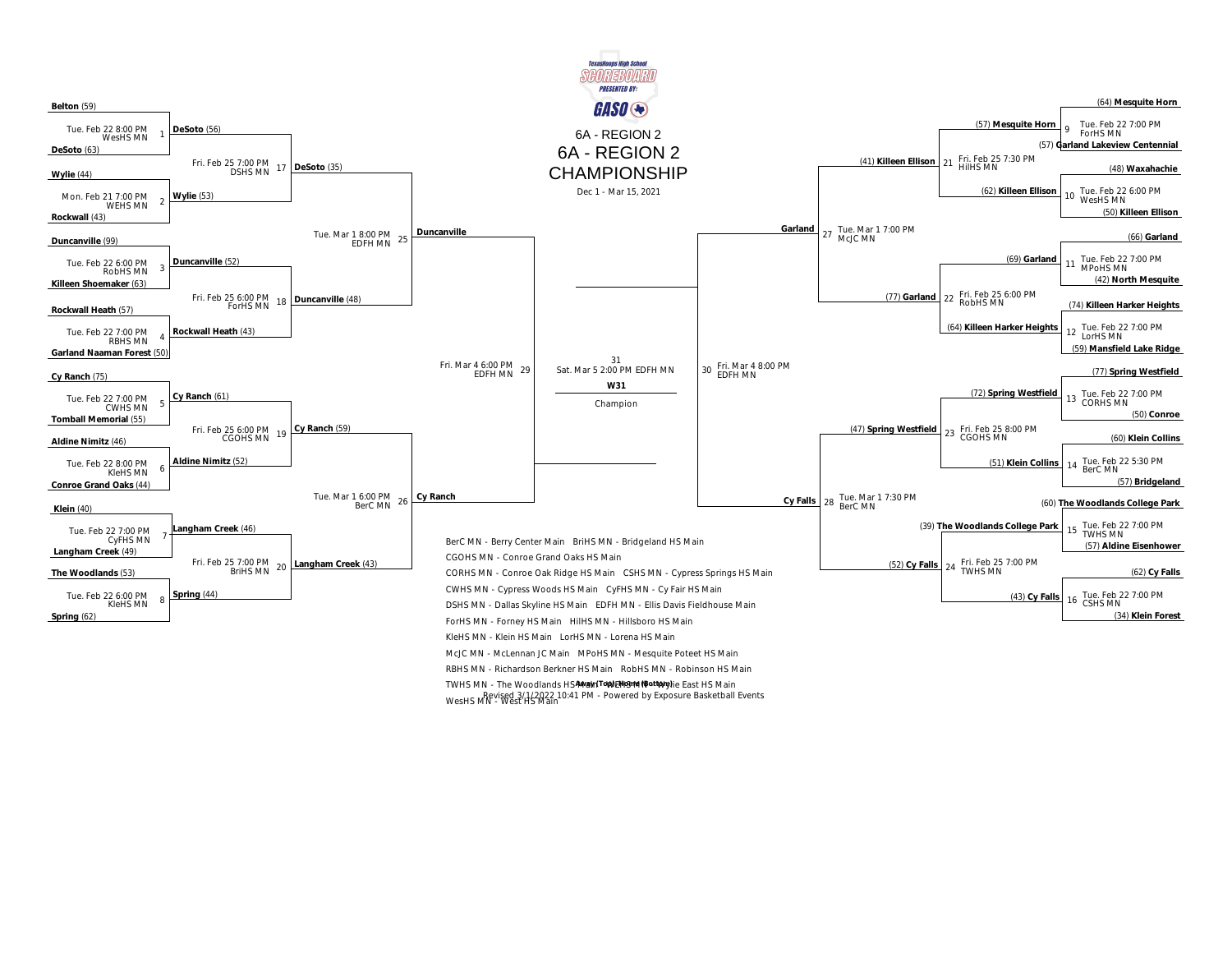TexasHoops High School SCOREBOARD PRESENTED BY: GASO

# 6A - REGION 2 CHAMPIONSHIP

6A - REGION 2

Dec 1 - Mar 15, 2021

## Left Bracket

**Game 1** — Tue. Feb 22 8:00 PM, WesHS MN
- **Belton** (59)
- **DeSoto** (63)

**Game 2** — Mon. Feb 21 7:00 PM, WEHS MN
- **Wylie** (44)
- **Rockwall** (43)

**Game 3** — Tue. Feb 22 6:00 PM, RobHS MN
- **Duncanville** (99)
- **Killeen Shoemaker** (63)

**Game 4** — Tue. Feb 22 7:00 PM, RBHS MN
- **Rockwall Heath** (57)
- **Garland Naaman Forest** (50)

**Game 5** — Tue. Feb 22 7:00 PM, CWHS MN
- **Cy Ranch** (75)
- **Tomball Memorial** (55)

**Game 6** — Tue. Feb 22 8:00 PM, KleHS MN
- **Aldine Nimitz** (46)
- **Conroe Grand Oaks** (44)

**Game 7** — Tue. Feb 22 7:00 PM, CyFHS MN
- **Klein** (40)
- **Langham Creek** (49)

**Game 8** — Tue. Feb 22 6:00 PM, KleHS MN
- **The Woodlands** (53)
- **Spring** (62)

**Game 17** — Fri. Feb 25 7:00 PM, DSHS MN
- **DeSoto** (56)
- **Wylie** (53)

**Game 18** — Fri. Feb 25 6:00 PM, ForHS MN
- **Duncanville** (52)
- **Rockwall Heath** (43)

**Game 19** — Fri. Feb 25 6:00 PM, CGOHS MN
- **Cy Ranch** (61)
- **Aldine Nimitz** (52)

**Game 20** — Fri. Feb 25 7:00 PM, BriHS MN
- **Langham Creek** (46)
- **Spring** (44)

**Game 25** — Tue. Mar 1 8:00 PM, EDFH MN
- **DeSoto** (35)
- **Duncanville** (48)

**Game 26** — Tue. Mar 1 6:00 PM, BerC MN
- **Cy Ranch** (59)
- **Langham Creek** (43)

**Game 29** — Fri. Mar 4 6:00 PM, EDFH MN
- **Duncanville**
- **Cy Ranch**

## Right Bracket

**Game 9** — Tue. Feb 22 7:00 PM, ForHS MN
- (64) **Mesquite Horn**
- (57) **Garland Lakeview Centennial**

**Game 10** — Tue. Feb 22 6:00 PM, WesHS MN
- (48) **Waxahachie**
- (50) **Killeen Ellison**

**Game 11** — Tue. Feb 22 7:00 PM, MPoHS MN
- (66) **Garland**
- (42) **North Mesquite**

**Game 12** — Tue. Feb 22 7:00 PM, LorHS MN
- (74) **Killeen Harker Heights**
- (59) **Mansfield Lake Ridge**

**Game 13** — Tue. Feb 22 7:00 PM, CORHS MN
- (77) **Spring Westfield**
- (50) **Conroe**

**Game 14** — Tue. Feb 22 5:30 PM, BerC MN
- (60) **Klein Collins**
- (57) **Bridgeland**

**Game 15** — Tue. Feb 22 7:00 PM, TWHS MN
- (60) **The Woodlands College Park**
- (57) **Aldine Eisenhower**

**Game 16** — Tue. Feb 22 7:00 PM, CSHS MN
- (62) **Cy Falls**
- (34) **Klein Forest**

**Game 21** — Fri. Feb 25 7:30 PM, HilHS MN
- (57) **Mesquite Horn**
- (62) **Killeen Ellison**

**Game 22** — Fri. Feb 25 6:00 PM, RobHS MN
- (69) **Garland**
- (64) **Killeen Harker Heights**

**Game 23** — Fri. Feb 25 8:00 PM, CGOHS MN
- (72) **Spring Westfield**
- (51) **Klein Collins**

**Game 24** — Fri. Feb 25 7:00 PM, TWHS MN
- (39) **The Woodlands College Park**
- (43) **Cy Falls**

**Game 27** — Tue. Mar 1 7:00 PM, McJC MN
- (41) **Killeen Ellison**
- (77) **Garland**

**Game 28** — Tue. Mar 1 7:30 PM, BerC MN
- (47) **Spring Westfield**
- (52) **Cy Falls**

**Game 30** — Fri. Mar 4 8:00 PM, EDFH MN
- **Garland**
- **Cy Falls**

## Championship

**Game 31** — Sat. Mar 5 2:00 PM EDFH MN

**W31**

Champion

## Locations

BerC MN - Berry Center Main   BriHS MN - Bridgeland HS Main

CGOHS MN - Conroe Grand Oaks HS Main

CORHS MN - Conroe Oak Ridge HS Main   CSHS MN - Cypress Springs HS Main

CWHS MN - Cypress Woods HS Main   CyFHS MN - Cy Fair HS Main

DSHS MN - Dallas Skyline HS Main   EDFH MN - Ellis Davis Fieldhouse Main

ForHS MN - Forney HS Main   HilHS MN - Hillsboro HS Main

KleHS MN - Klein HS Main   LorHS MN - Lorena HS Main

McJC MN - McLennan JC Main   MPoHS MN - Mesquite Poteet HS Main

RBHS MN - Richardson Berkner HS Main   RobHS MN - Robinson HS Main

TWHS MN - The Woodlands HS Main   WEHS MN - Wylie East HS Main

WesHS MN - West HS Main

Away (Top) Home (Bottom)

Revised 3/1/2022 10:41 PM - Powered by Exposure Basketball Events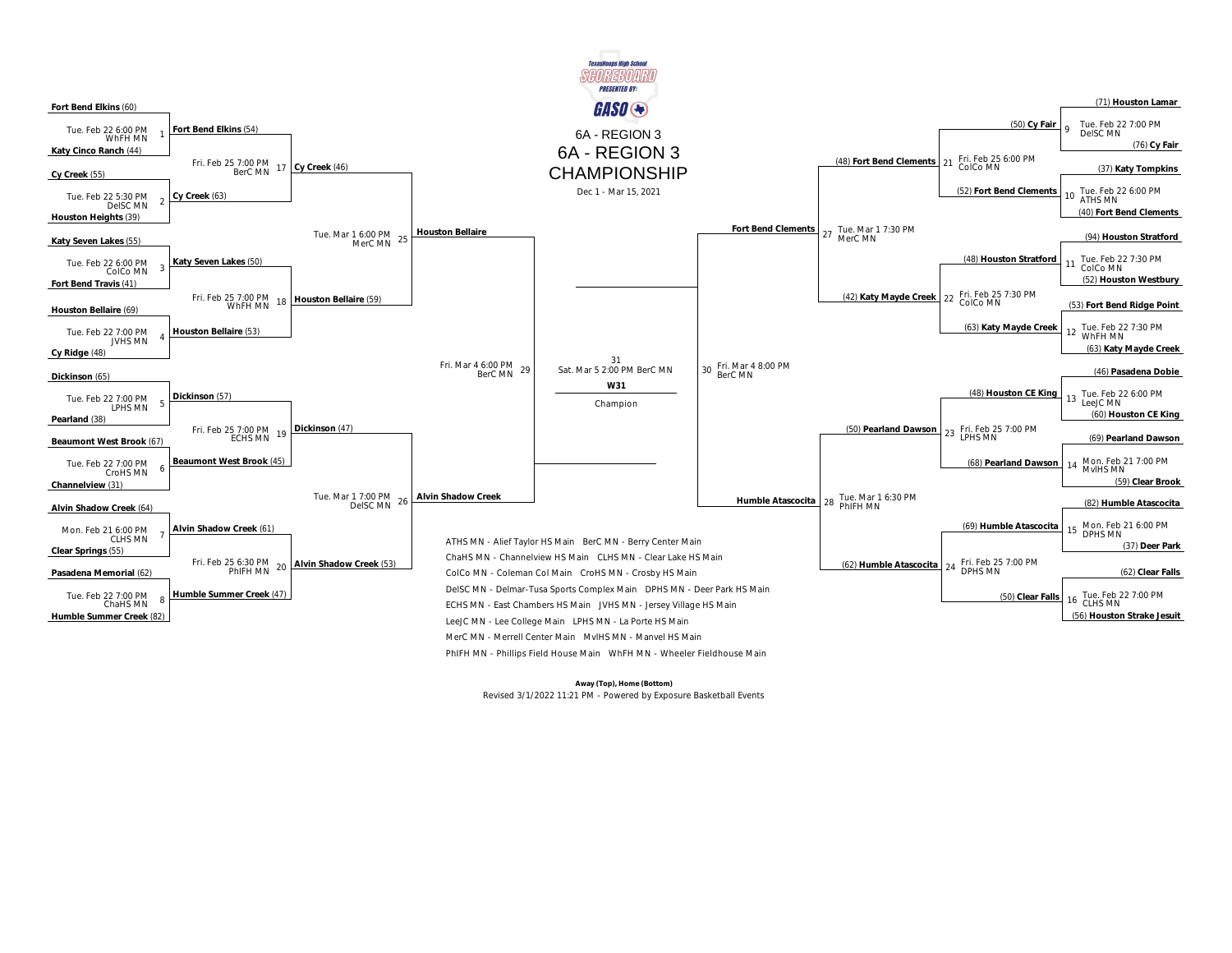TexasHoops High School SCOREBOARD PRESENTED BY: GASO

# 6A - REGION 3 CHAMPIONSHIP

6A - REGION 3

Dec 1 - Mar 15, 2021

## First Round

| Game | Date/Time | Site | Away (Top) | Home (Bottom) |
|---|---|---|---|---|
| 1 | Tue. Feb 22 6:00 PM | WhFH MN | Fort Bend Elkins (60) | Katy Cinco Ranch (44) |
| 2 | Tue. Feb 22 5:30 PM | DelSC MN | Cy Creek (55) | Houston Heights (39) |
| 3 | Tue. Feb 22 6:00 PM | ColCo MN | Katy Seven Lakes (55) | Fort Bend Travis (41) |
| 4 | Tue. Feb 22 7:00 PM | JVHS MN | Houston Bellaire (69) | Cy Ridge (48) |
| 5 | Tue. Feb 22 7:00 PM | LPHS MN | Dickinson (65) | Pearland (38) |
| 6 | Tue. Feb 22 7:00 PM | CroHS MN | Beaumont West Brook (67) | Channelview (31) |
| 7 | Mon. Feb 21 6:00 PM | CLHS MN | Alvin Shadow Creek (64) | Clear Springs (55) |
| 8 | Tue. Feb 22 7:00 PM | ChaHS MN | Pasadena Memorial (62) | Humble Summer Creek (82) |
| 9 | Tue. Feb 22 7:00 PM | DelSC MN | (71) Houston Lamar | (76) Cy Fair |
| 10 | Tue. Feb 22 6:00 PM | ATHS MN | (37) Katy Tompkins | (40) Fort Bend Clements |
| 11 | Tue. Feb 22 7:30 PM | ColCo MN | (94) Houston Stratford | (52) Houston Westbury |
| 12 | Tue. Feb 22 7:30 PM | WhFH MN | (53) Fort Bend Ridge Point | (63) Katy Mayde Creek |
| 13 | Tue. Feb 22 6:00 PM | LeeJC MN | (46) Pasadena Dobie | (60) Houston CE King |
| 14 | Mon. Feb 21 7:00 PM | MvlHS MN | (69) Pearland Dawson | (59) Clear Brook |
| 15 | Mon. Feb 21 6:00 PM | DPHS MN | (82) Humble Atascocita | (37) Deer Park |
| 16 | Tue. Feb 22 7:00 PM | CLHS MN | (62) Clear Falls | (56) Houston Strake Jesuit |

## Second Round

| Game | Date/Time | Site | Away (Top) | Home (Bottom) |
|---|---|---|---|---|
| 17 | Fri. Feb 25 7:00 PM | BerC MN | Fort Bend Elkins (54) | Cy Creek (63) |
| 18 | Fri. Feb 25 7:00 PM | WhFH MN | Katy Seven Lakes (50) | Houston Bellaire (53) |
| 19 | Fri. Feb 25 7:00 PM | ECHS MN | Dickinson (57) | Beaumont West Brook (45) |
| 20 | Fri. Feb 25 6:30 PM | PhIFH MN | Alvin Shadow Creek (61) | Humble Summer Creek (47) |
| 21 | Fri. Feb 25 6:00 PM | ColCo MN | (50) Cy Fair | (52) Fort Bend Clements |
| 22 | Fri. Feb 25 7:30 PM | ColCo MN | (48) Houston Stratford | (63) Katy Mayde Creek |
| 23 | Fri. Feb 25 7:00 PM | LPHS MN | (48) Houston CE King | (68) Pearland Dawson |
| 24 | Fri. Feb 25 7:00 PM | DPHS MN | (69) Humble Atascocita | (50) Clear Falls |

## Third Round

| Game | Date/Time | Site | Away (Top) | Home (Bottom) |
|---|---|---|---|---|
| 25 | Tue. Mar 1 6:00 PM | MerC MN | Cy Creek (46) | Houston Bellaire (59) |
| 26 | Tue. Mar 1 7:00 PM | DelSC MN | Dickinson (47) | Alvin Shadow Creek (53) |
| 27 | Tue. Mar 1 7:30 PM | MerC MN | (48) Fort Bend Clements | (42) Katy Mayde Creek |
| 28 | Tue. Mar 1 6:30 PM | PhIFH MN | (50) Pearland Dawson | (62) Humble Atascocita |

## Semifinals

| Game | Date/Time | Site | Away (Top) | Home (Bottom) |
|---|---|---|---|---|
| 29 | Fri. Mar 4 6:00 PM | BerC MN | Houston Bellaire | Alvin Shadow Creek |
| 30 | Fri. Mar 4 8:00 PM | BerC MN | Fort Bend Clements | Humble Atascocita |

## Championship

31 Sat. Mar 5 2:00 PM BerC MN

W31

Champion

## Sites

ATHS MN - Alief Taylor HS Main BerC MN - Berry Center Main
ChaHS MN - Channelview HS Main CLHS MN - Clear Lake HS Main
ColCo MN - Coleman Col Main CroHS MN - Crosby HS Main
DelSC MN - Delmar-Tusa Sports Complex Main DPHS MN - Deer Park HS Main
ECHS MN - East Chambers HS Main JVHS MN - Jersey Village HS Main
LeeJC MN - Lee College Main LPHS MN - La Porte HS Main
MerC MN - Merrell Center Main MvlHS MN - Manvel HS Main
PhIFH MN - Phillips Field House Main WhFH MN - Wheeler Fieldhouse Main

**Away (Top), Home (Bottom)**

Revised 3/1/2022 11:21 PM - Powered by Exposure Basketball Events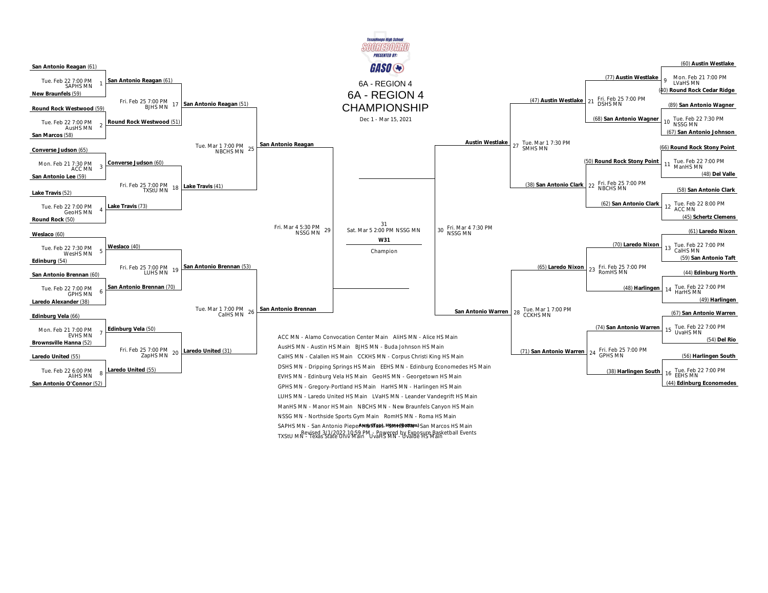TexasHoops High School SCOREBOARD PRESENTED BY: GASO

# 6A - REGION 4

## 6A - REGION 4 CHAMPIONSHIP

Dec 1 - Mar 15, 2021

### Left Bracket

**Game 1** – Tue. Feb 22 7:00 PM, SAPHS MN
- San Antonio Reagan (61)
- New Braunfels (59)

**Game 2** – Tue. Feb 22 7:00 PM, AusHS MN
- Round Rock Westwood (59)
- San Marcos (58)

**Game 3** – Mon. Feb 21 7:30 PM, ACC MN
- Converse Judson (65)
- San Antonio Lee (59)

**Game 4** – Tue. Feb 22 7:00 PM, GeoHS MN
- Lake Travis (52)
- Round Rock (50)

**Game 5** – Tue. Feb 22 7:30 PM, WesHS MN
- Weslaco (60)
- Edinburg (54)

**Game 6** – Tue. Feb 22 7:00 PM, GPHS MN
- San Antonio Brennan (60)
- Laredo Alexander (38)

**Game 7** – Mon. Feb 21 7:00 PM, EVHS MN
- Edinburg Vela (66)
- Brownsville Hanna (52)

**Game 8** – Tue. Feb 22 6:00 PM, AliHS MN
- Laredo United (55)
- San Antonio O'Connor (52)

**Game 17** – Fri. Feb 25 7:00 PM, BJHS MN
- San Antonio Reagan (61)
- Round Rock Westwood (51)

**Game 18** – Fri. Feb 25 7:00 PM, TXStU MN
- Converse Judson (60)
- Lake Travis (73)

**Game 19** – Fri. Feb 25 7:00 PM, LUHS MN
- Weslaco (40)
- San Antonio Brennan (70)

**Game 20** – Fri. Feb 25 7:00 PM, ZapHS MN
- Edinburg Vela (50)
- Laredo United (55)

**Game 25** – Tue. Mar 1 7:00 PM, NBCHS MN
- San Antonio Reagan (51)
- Lake Travis (41)

**Game 26** – Tue. Mar 1 7:00 PM, CalHS MN
- San Antonio Brennan (53)
- Laredo United (31)

**Game 29** – Fri. Mar 4 5:30 PM, NSSG MN
- San Antonio Reagan
- San Antonio Brennan

### Right Bracket

**Game 9** – Mon. Feb 21 7:00 PM, LVaHS MN
- (60) Austin Westlake
- (40) Round Rock Cedar Ridge

**Game 10** – Tue. Feb 22 7:30 PM, NSSG MN
- (89) San Antonio Wagner
- (67) San Antonio Johnson

**Game 11** – Tue. Feb 22 7:00 PM, ManHS MN
- (66) Round Rock Stony Point
- (48) Del Valle

**Game 12** – Tue. Feb 22 8:00 PM, ACC MN
- (58) San Antonio Clark
- (45) Schertz Clemens

**Game 13** – Tue. Feb 22 7:00 PM, CalHS MN
- (61) Laredo Nixon
- (59) San Antonio Taft

**Game 14** – Tue. Feb 22 7:00 PM, HarHS MN
- (44) Edinburg North
- (49) Harlingen

**Game 15** – Tue. Feb 22 7:00 PM, UvaHS MN
- (67) San Antonio Warren
- (54) Del Rio

**Game 16** – Tue. Feb 22 7:00 PM, EEHS MN
- (56) Harlingen South
- (44) Edinburg Economedes

**Game 21** – Fri. Feb 25 7:00 PM, DSHS MN
- (77) Austin Westlake
- (68) San Antonio Wagner

**Game 22** – Fri. Feb 25 7:00 PM, NBCHS MN
- (50) Round Rock Stony Point
- (62) San Antonio Clark

**Game 23** – Fri. Feb 25 7:00 PM, RomHS MN
- (70) Laredo Nixon
- (48) Harlingen

**Game 24** – Fri. Feb 25 7:00 PM, GPHS MN
- (74) San Antonio Warren
- (38) Harlingen South

**Game 27** – Tue. Mar 1 7:30 PM, SMHS MN
- (47) Austin Westlake
- (38) San Antonio Clark

**Game 28** – Tue. Mar 1 7:00 PM, CCKHS MN
- (65) Laredo Nixon
- (71) San Antonio Warren

**Game 30** – Fri. Mar 4 7:30 PM, NSSG MN
- Austin Westlake
- San Antonio Warren

### Championship

**Game 31** – Sat. Mar 5 2:00 PM NSSG MN

W31

Champion

### Locations

ACC MN - Alamo Convocation Center Main   AliHS MN - Alice HS Main
AusHS MN - Austin HS Main   BJHS MN - Buda Johnson HS Main
CalHS MN - Calallen HS Main   CCKHS MN - Corpus Christi King HS Main
DSHS MN - Dripping Springs HS Main   EEHS MN - Edinburg Economedes HS Main
EVHS MN - Edinburg Vela HS Main   GeoHS MN - Georgetown HS Main
GPHS MN - Gregory-Portland HS Main   HarHS MN - Harlingen HS Main
LUHS MN - Laredo United HS Main   LVaHS MN - Leander Vandegrift HS Main
ManHS MN - Manor HS Main   NBCHS MN - New Braunfels Canyon HS Main
NSSG MN - Northside Sports Gym Main   RomHS MN - Roma HS Main
SAPHS MN - San Antonio Pieper HS Main   SMHS MN - San Marcos HS Main
TXStU MN - Texas State Univ Main   UvaHS MN - Uvalde HS Main

Away(Top), Home(Bottom)

Revised 3/1/2022 10:59 PM - Powered by Exposure Basketball Events